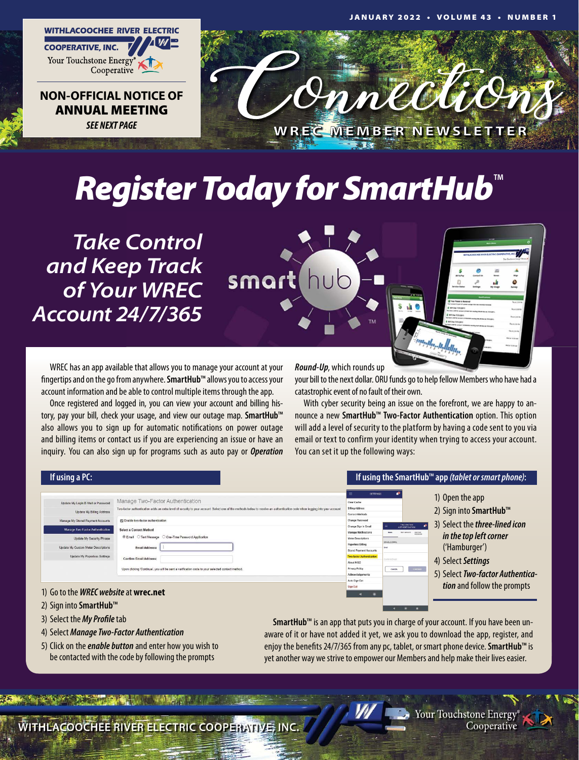WITHLACOOCHEE RIVER ELECTRIC COOPERATIVE, INC.
Your Touchstone Energy® Cooperative

**NON-OFFICIAL NOTICE OF ANNUAL MEETING**
***SEE NEXT PAGE***

# Connections

WREC MEMBER NEWSLETTER

# *Register Today for SmartHub™*

## *Take Control and Keep Track of Your WREC Account 24/7/365*

WREC has an app available that allows you to manage your account at your fingertips and on the go from anywhere. **SmartHub™** allows you to access your account information and be able to control multiple items through the app.

Once registered and logged in, you can view your account and billing history, pay your bill, check your usage, and view our outage map. **SmartHub™** also allows you to sign up for automatic notifications on power outage and billing items or contact us if you are experiencing an issue or have an inquiry. You can also sign up for programs such as auto pay or ***Operation Round-Up***, which rounds up your bill to the next dollar. ORU funds go to help fellow Members who have had a catastrophic event of no fault of their own.

With cyber security being an issue on the forefront, we are happy to announce a new **SmartHub™ Two-Factor Authentication** option. This option will add a level of security to the platform by having a code sent to you via email or text to confirm your identity when trying to access your account. You can set it up the following ways:

### If using a PC:

1) Go to the ***WREC website*** at **wrec.net**
2) Sign into **SmartHub™**
3) Select the ***My Profile*** tab
4) Select ***Manage Two-Factor Authentication***
5) Click on the ***enable button*** and enter how you wish to be contacted with the code by following the prompts

### If using the SmartHub™ app *(tablet or smart phone)*:

1) Open the app
2) Sign into **SmartHub™**
3) Select the ***three-lined icon in the top left corner*** ('Hamburger')
4) Select ***Settings***
5) Select ***Two-factor Authentication*** and follow the prompts

**SmartHub™** is an app that puts you in charge of your account. If you have been unaware of it or have not added it yet, we ask you to download the app, register, and enjoy the benefits 24/7/365 from any pc, tablet, or smart phone device. **SmartHub™** is yet another way we strive to empower our Members and help make their lives easier.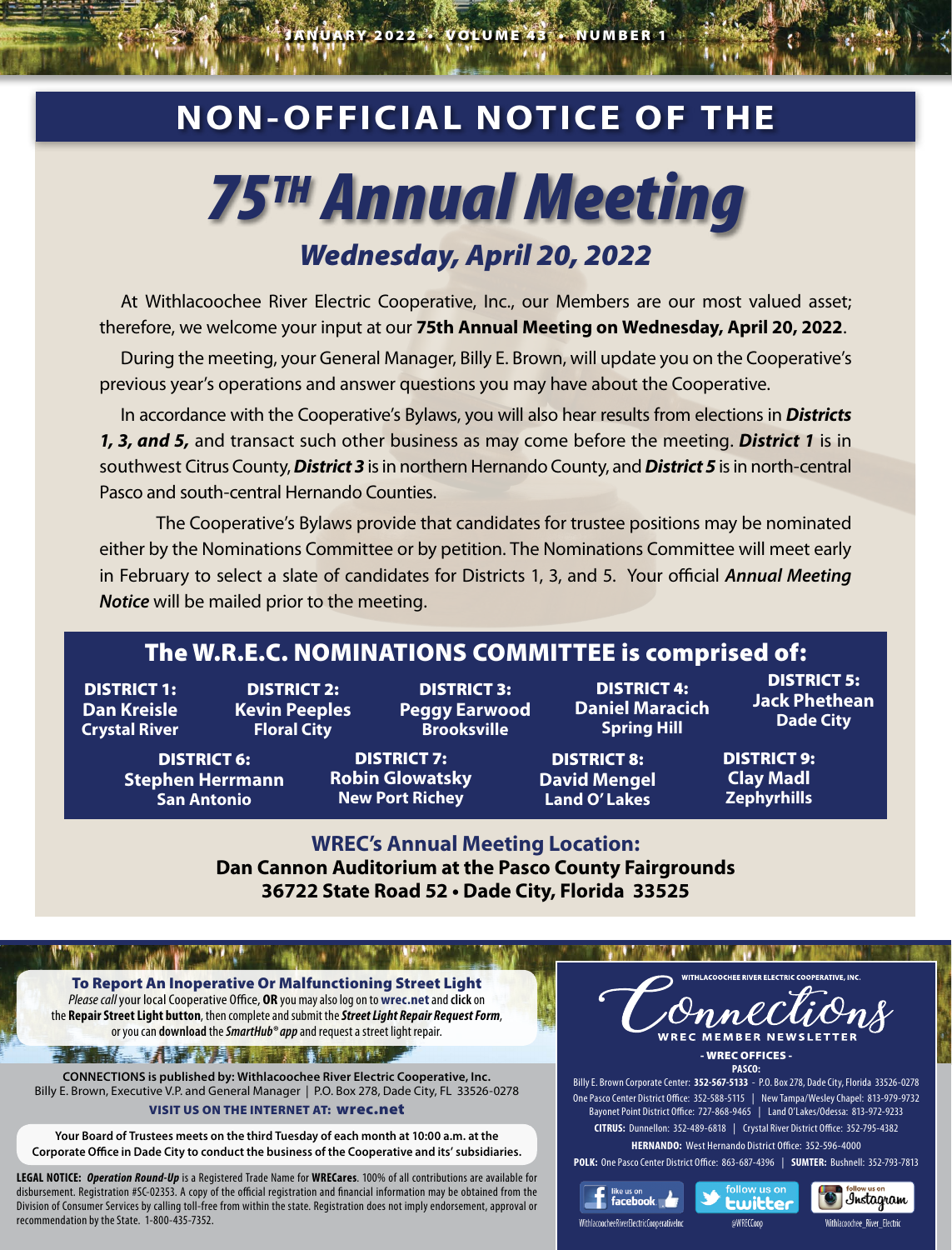# NON-OFFICIAL NOTICE OF THE

# *75TH Annual Meeting*

## *Wednesday, April 20, 2022*

At Withlacoochee River Electric Cooperative, Inc., our Members are our most valued asset; therefore, we welcome your input at our **75th Annual Meeting on Wednesday, April 20, 2022**.

During the meeting, your General Manager, Billy E. Brown, will update you on the Cooperative's previous year's operations and answer questions you may have about the Cooperative.

In accordance with the Cooperative's Bylaws, you will also hear results from elections in ***Districts 1, 3, and 5,*** and transact such other business as may come before the meeting. ***District 1*** is in southwest Citrus County, ***District 3*** is in northern Hernando County, and ***District 5*** is in north-central Pasco and south-central Hernando Counties.

The Cooperative's Bylaws provide that candidates for trustee positions may be nominated either by the Nominations Committee or by petition. The Nominations Committee will meet early in February to select a slate of candidates for Districts 1, 3, and 5. Your official ***Annual Meeting Notice*** will be mailed prior to the meeting.

## The W.R.E.C. NOMINATIONS COMMITTEE is comprised of:

**DISTRICT 1:** Dan Kreisle, Crystal River

**DISTRICT 2:** Kevin Peeples, Floral City

**DISTRICT 3:** Peggy Earwood, Brooksville

**DISTRICT 4:** Daniel Maracich, Spring Hill

**DISTRICT 5:** Jack Phethean, Dade City

**DISTRICT 6:** Stephen Herrmann, San Antonio

**DISTRICT 7:** Robin Glowatsky, New Port Richey

**DISTRICT 8:** David Mengel, Land O' Lakes

**DISTRICT 9:** Clay Madl, Zephyrhills

### WREC's Annual Meeting Location:

**Dan Cannon Auditorium at the Pasco County Fairgrounds**
**36722 State Road 52 • Dade City, Florida 33525**

---

**To Report An Inoperative Or Malfunctioning Street Light**
*Please call* your local Cooperative Office, **OR** you may also log on to **wrec.net** and **click** on the **Repair Street Light button**, then complete and submit the ***Street Light Repair Request Form***, or you can **download** the ***SmartHub® app*** and request a street light repair.

**CONNECTIONS is published by: Withlacoochee River Electric Cooperative, Inc.**
Billy E. Brown, Executive V.P. and General Manager | P.O. Box 278, Dade City, FL 33526-0278

**VISIT US ON THE INTERNET AT: wrec.net**

**Your Board of Trustees meets on the third Tuesday of each month at 10:00 a.m. at the Corporate Office in Dade City to conduct the business of the Cooperative and its' subsidiaries.**

**LEGAL NOTICE:** ***Operation Round-Up*** is a Registered Trade Name for **WRECares**. 100% of all contributions are available for disbursement. Registration #SC-02353. A copy of the official registration and financial information may be obtained from the Division of Consumer Services by calling toll-free from within the state. Registration does not imply endorsement, approval or recommendation by the State. 1-800-435-7352.

WITHLACOOCHEE RIVER ELECTRIC COOPERATIVE, INC.
**Connections**
WREC MEMBER NEWSLETTER

**- WREC OFFICES -**

**PASCO:**
Billy E. Brown Corporate Center: **352-567-5133** - P.O. Box 278, Dade City, Florida 33526-0278
One Pasco Center District Office: 352-588-5115 | New Tampa/Wesley Chapel: 813-979-9732
Bayonet Point District Office: 727-868-9465 | Land O'Lakes/Odessa: 813-972-9233

**CITRUS:** Dunnellon: 352-489-6818 | Crystal River District Office: 352-795-4382

**HERNANDO:** West Hernando District Office: 352-596-4000

**POLK:** One Pasco Center District Office: 863-687-4396 | **SUMTER:** Bushnell: 352-793-7813

like us on facebook — WithlacoocheeRiverElectricCooperativeInc
follow us on twitter — @WRECCoop
follow us on Instagram — Withlacoochee_River_Electric